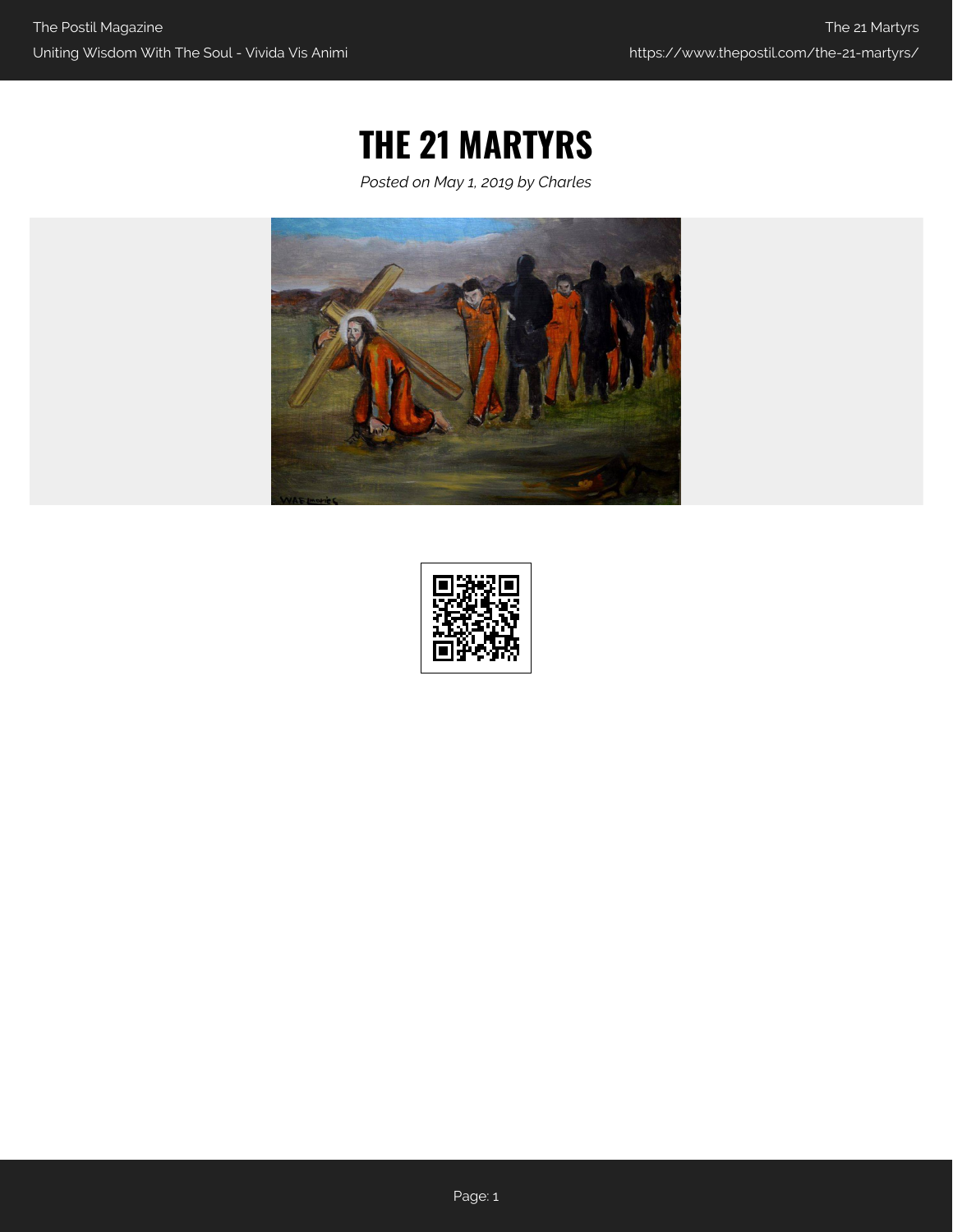# THE 21 MARTYRS

*Posted on May 1, 2019 by Charles*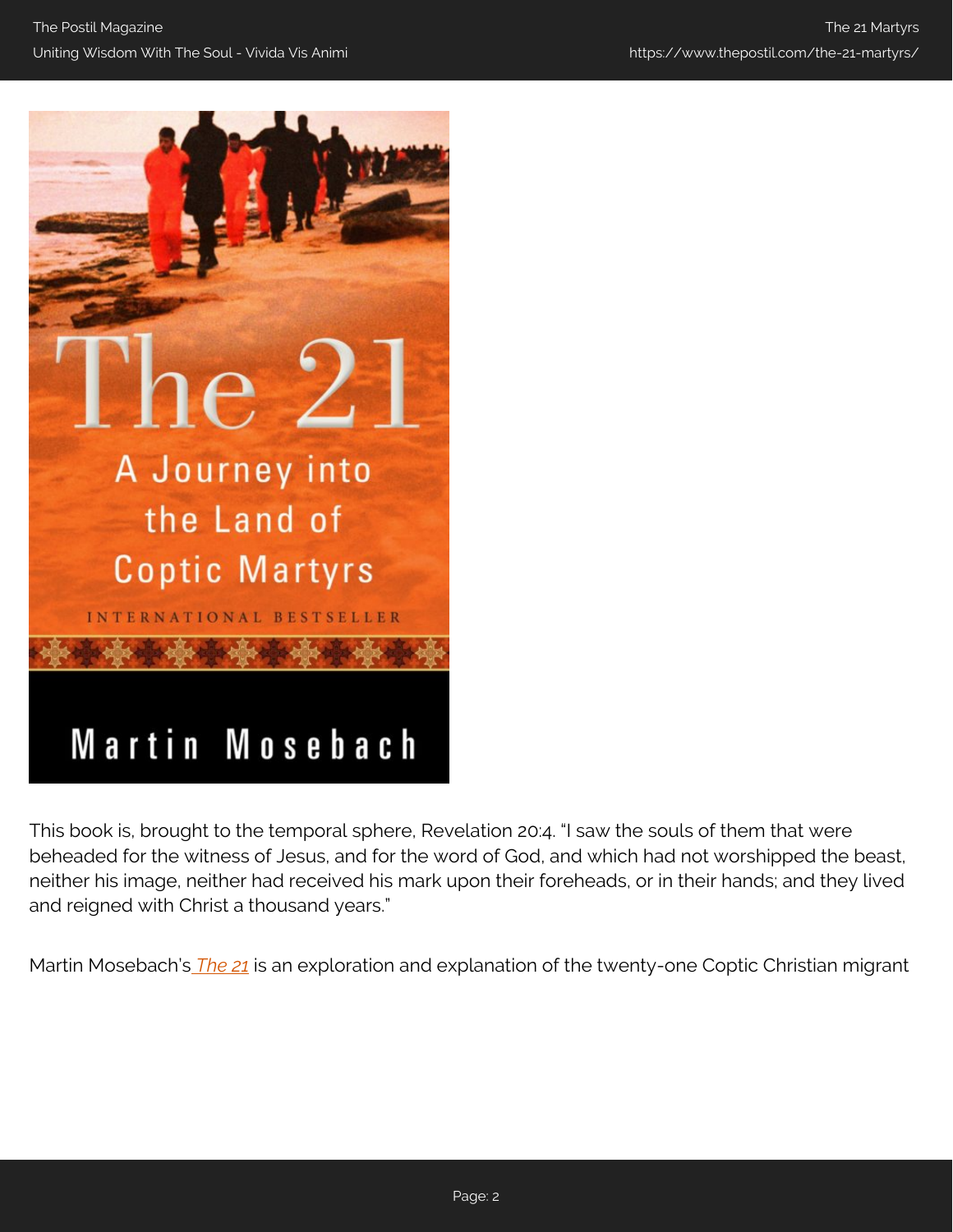This book is, brought to the temporal sphere, Revelation 20:4. "I saw the souls of them that were beheaded for the witness of Jesus, and for the word of God, and which had not worshipped the beast, neither his image, neither had received his mark upon their foreheads, or in their hands; and they lived and reigned with Christ a thousand years."

Martin Mosebach's *The 21* is an exploration and explanation of the twenty-one Coptic Christian migrant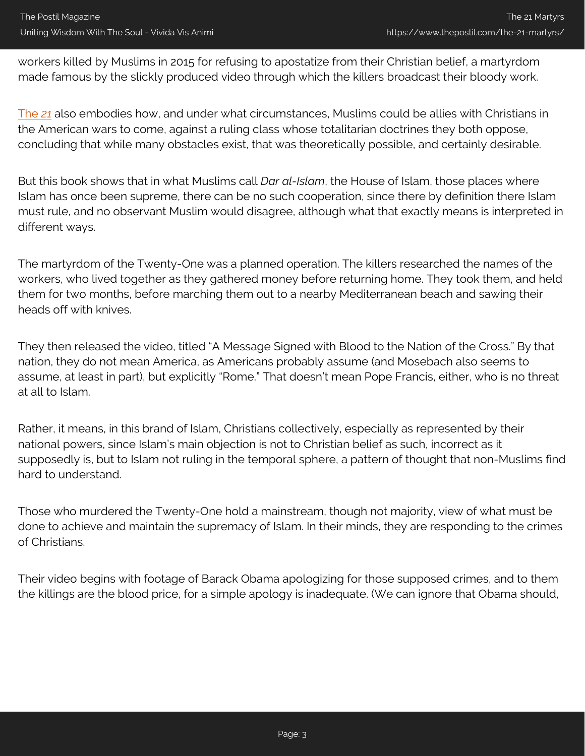workers killed by Muslims in 2015 for refusing to apostatize from their Christian belief, a martyrdom made famous by the slickly produced video through which the killers broadcast their bloody work.

The *21* also embodies how, and under what circumstances, Muslims could be allies with Christians in the American wars to come, against a ruling class whose totalitarian doctrines they both oppose, concluding that while many obstacles exist, that was theoretically possible, and certainly desirable.

But this book shows that in what Muslims call *Dar al-Islam*, the House of Islam, those places where Islam has once been supreme, there can be no such cooperation, since there by definition there Islam must rule, and no observant Muslim would disagree, although what that exactly means is interpreted in different ways.

The martyrdom of the Twenty-One was a planned operation. The killers researched the names of the workers, who lived together as they gathered money before returning home. They took them, and held them for two months, before marching them out to a nearby Mediterranean beach and sawing their heads off with knives.

They then released the video, titled "A Message Signed with Blood to the Nation of the Cross." By that nation, they do not mean America, as Americans probably assume (and Mosebach also seems to assume, at least in part), but explicitly "Rome." That doesn't mean Pope Francis, either, who is no threat at all to Islam.

Rather, it means, in this brand of Islam, Christians collectively, especially as represented by their national powers, since Islam's main objection is not to Christian belief as such, incorrect as it supposedly is, but to Islam not ruling in the temporal sphere, a pattern of thought that non-Muslims find hard to understand.

Those who murdered the Twenty-One hold a mainstream, though not majority, view of what must be done to achieve and maintain the supremacy of Islam. In their minds, they are responding to the crimes of Christians.

Their video begins with footage of Barack Obama apologizing for those supposed crimes, and to them the killings are the blood price, for a simple apology is inadequate. (We can ignore that Obama should,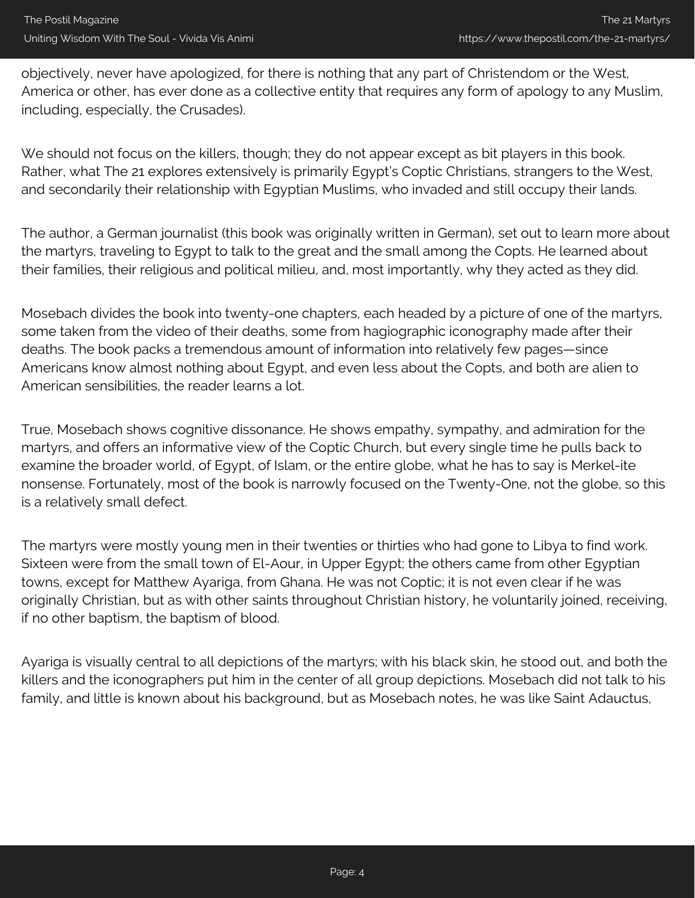objectively, never have apologized, for there is nothing that any part of Christendom or the West, America or other, has ever done as a collective entity that requires any form of apology to any Muslim, including, especially, the Crusades).

We should not focus on the killers, though; they do not appear except as bit players in this book. Rather, what The 21 explores extensively is primarily Egypt's Coptic Christians, strangers to the West, and secondarily their relationship with Egyptian Muslims, who invaded and still occupy their lands.

The author, a German journalist (this book was originally written in German), set out to learn more about the martyrs, traveling to Egypt to talk to the great and the small among the Copts. He learned about their families, their religious and political milieu, and, most importantly, why they acted as they did.

Mosebach divides the book into twenty-one chapters, each headed by a picture of one of the martyrs, some taken from the video of their deaths, some from hagiographic iconography made after their deaths. The book packs a tremendous amount of information into relatively few pages—since Americans know almost nothing about Egypt, and even less about the Copts, and both are alien to American sensibilities, the reader learns a lot.

True, Mosebach shows cognitive dissonance. He shows empathy, sympathy, and admiration for the martyrs, and offers an informative view of the Coptic Church, but every single time he pulls back to examine the broader world, of Egypt, of Islam, or the entire globe, what he has to say is Merkel-ite nonsense. Fortunately, most of the book is narrowly focused on the Twenty-One, not the globe, so this is a relatively small defect.

The martyrs were mostly young men in their twenties or thirties who had gone to Libya to find work. Sixteen were from the small town of El-Aour, in Upper Egypt; the others came from other Egyptian towns, except for Matthew Ayariga, from Ghana. He was not Coptic; it is not even clear if he was originally Christian, but as with other saints throughout Christian history, he voluntarily joined, receiving, if no other baptism, the baptism of blood.

Ayariga is visually central to all depictions of the martyrs; with his black skin, he stood out, and both the killers and the iconographers put him in the center of all group depictions. Mosebach did not talk to his family, and little is known about his background, but as Mosebach notes, he was like Saint Adauctus,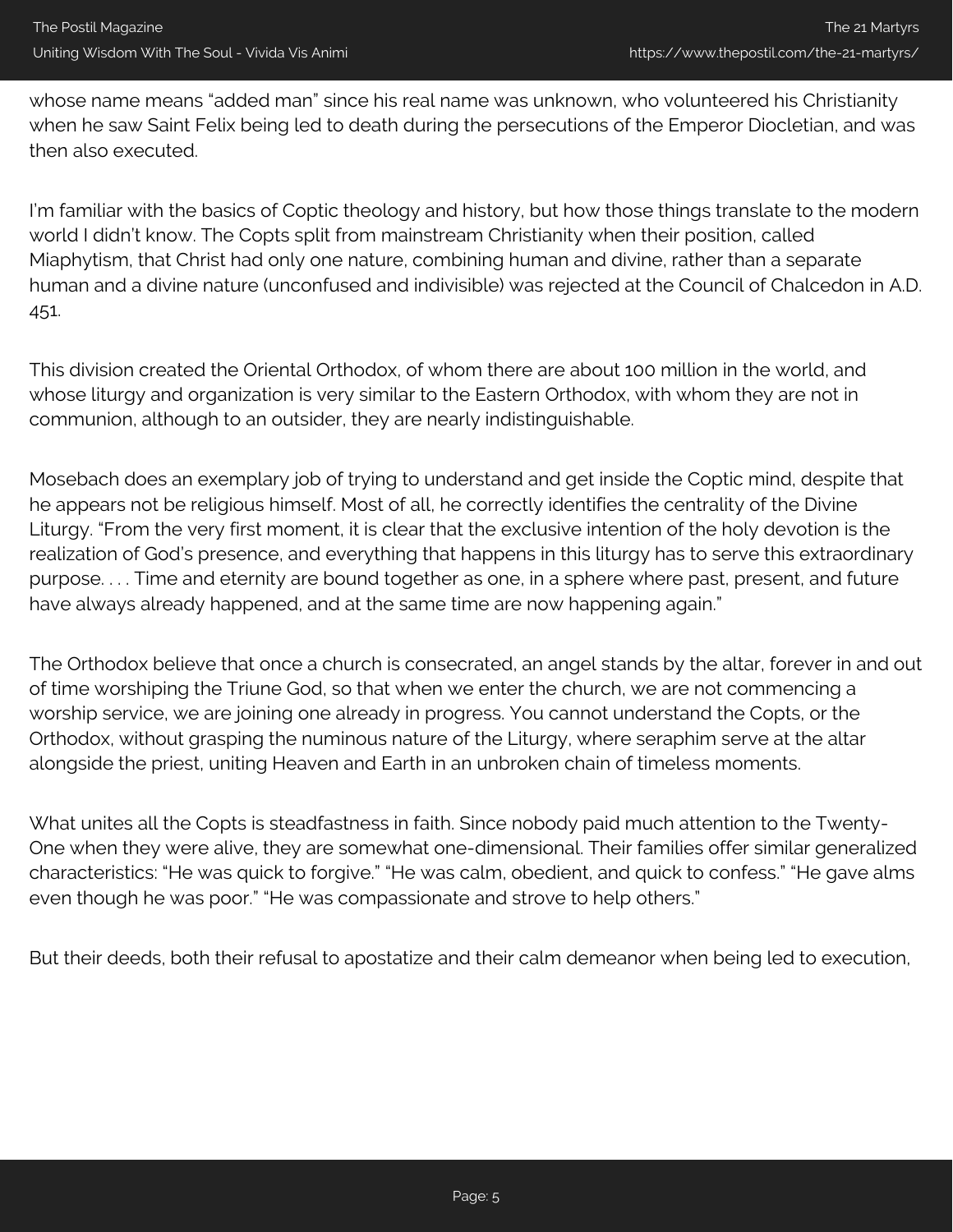whose name means "added man" since his real name was unknown, who volunteered his Christianity when he saw Saint Felix being led to death during the persecutions of the Emperor Diocletian, and was then also executed.

I'm familiar with the basics of Coptic theology and history, but how those things translate to the modern world I didn't know. The Copts split from mainstream Christianity when their position, called Miaphytism, that Christ had only one nature, combining human and divine, rather than a separate human and a divine nature (unconfused and indivisible) was rejected at the Council of Chalcedon in A.D. 451.

This division created the Oriental Orthodox, of whom there are about 100 million in the world, and whose liturgy and organization is very similar to the Eastern Orthodox, with whom they are not in communion, although to an outsider, they are nearly indistinguishable.

Mosebach does an exemplary job of trying to understand and get inside the Coptic mind, despite that he appears not be religious himself. Most of all, he correctly identifies the centrality of the Divine Liturgy. "From the very first moment, it is clear that the exclusive intention of the holy devotion is the realization of God's presence, and everything that happens in this liturgy has to serve this extraordinary purpose. . . . Time and eternity are bound together as one, in a sphere where past, present, and future have always already happened, and at the same time are now happening again."

The Orthodox believe that once a church is consecrated, an angel stands by the altar, forever in and out of time worshiping the Triune God, so that when we enter the church, we are not commencing a worship service, we are joining one already in progress. You cannot understand the Copts, or the Orthodox, without grasping the numinous nature of the Liturgy, where seraphim serve at the altar alongside the priest, uniting Heaven and Earth in an unbroken chain of timeless moments.

What unites all the Copts is steadfastness in faith. Since nobody paid much attention to the Twenty-One when they were alive, they are somewhat one-dimensional. Their families offer similar generalized characteristics: "He was quick to forgive." "He was calm, obedient, and quick to confess." "He gave alms even though he was poor." "He was compassionate and strove to help others."

But their deeds, both their refusal to apostatize and their calm demeanor when being led to execution,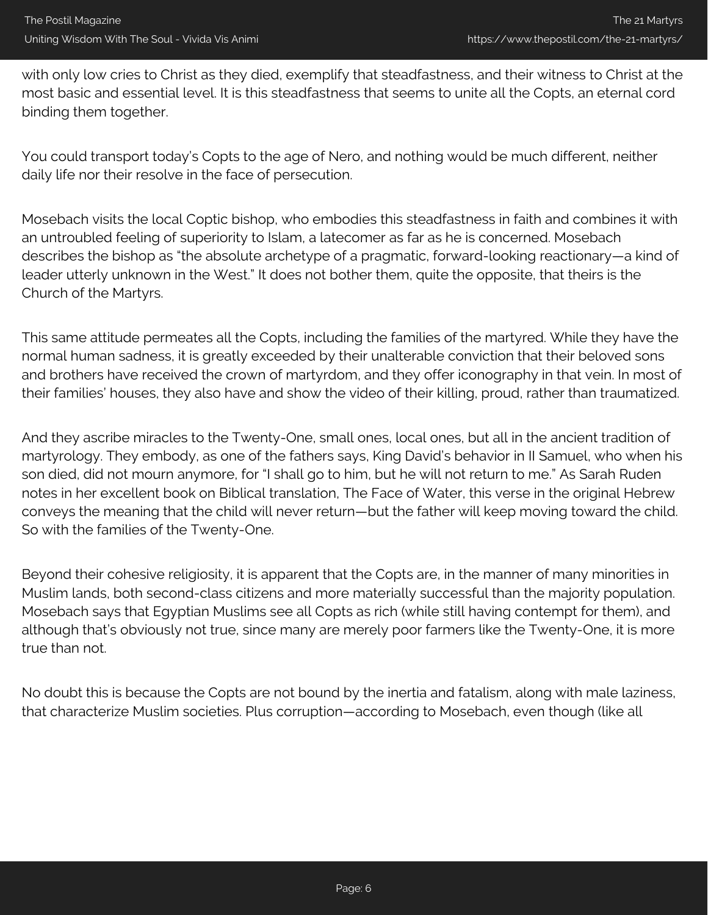with only low cries to Christ as they died, exemplify that steadfastness, and their witness to Christ at the most basic and essential level. It is this steadfastness that seems to unite all the Copts, an eternal cord binding them together.

You could transport today's Copts to the age of Nero, and nothing would be much different, neither daily life nor their resolve in the face of persecution.

Mosebach visits the local Coptic bishop, who embodies this steadfastness in faith and combines it with an untroubled feeling of superiority to Islam, a latecomer as far as he is concerned. Mosebach describes the bishop as "the absolute archetype of a pragmatic, forward-looking reactionary—a kind of leader utterly unknown in the West." It does not bother them, quite the opposite, that theirs is the Church of the Martyrs.

This same attitude permeates all the Copts, including the families of the martyred. While they have the normal human sadness, it is greatly exceeded by their unalterable conviction that their beloved sons and brothers have received the crown of martyrdom, and they offer iconography in that vein. In most of their families' houses, they also have and show the video of their killing, proud, rather than traumatized.

And they ascribe miracles to the Twenty-One, small ones, local ones, but all in the ancient tradition of martyrology. They embody, as one of the fathers says, King David's behavior in II Samuel, who when his son died, did not mourn anymore, for "I shall go to him, but he will not return to me." As Sarah Ruden notes in her excellent book on Biblical translation, The Face of Water, this verse in the original Hebrew conveys the meaning that the child will never return—but the father will keep moving toward the child. So with the families of the Twenty-One.

Beyond their cohesive religiosity, it is apparent that the Copts are, in the manner of many minorities in Muslim lands, both second-class citizens and more materially successful than the majority population. Mosebach says that Egyptian Muslims see all Copts as rich (while still having contempt for them), and although that's obviously not true, since many are merely poor farmers like the Twenty-One, it is more true than not.

No doubt this is because the Copts are not bound by the inertia and fatalism, along with male laziness, that characterize Muslim societies. Plus corruption—according to Mosebach, even though (like all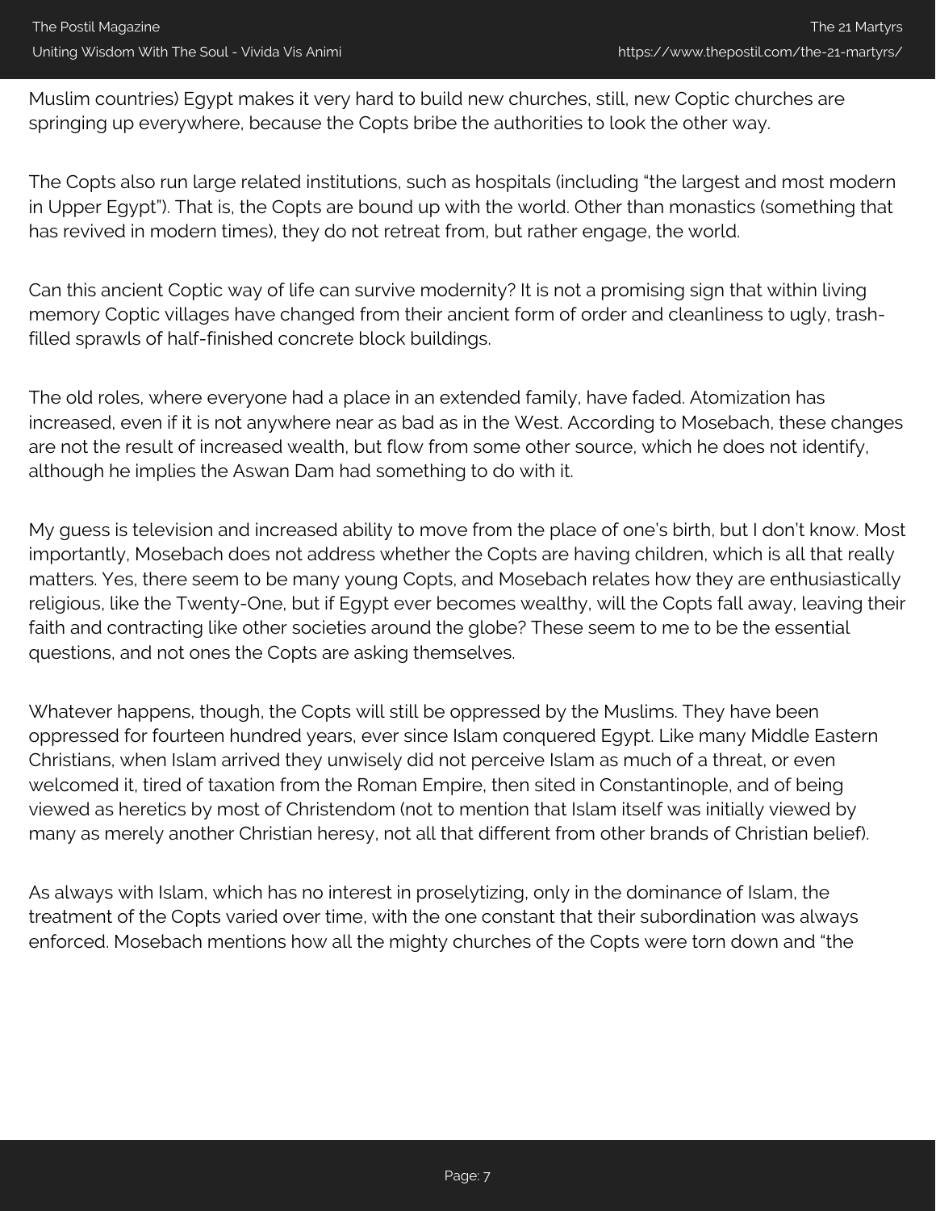Muslim countries) Egypt makes it very hard to build new churches, still, new Coptic churches are springing up everywhere, because the Copts bribe the authorities to look the other way.

The Copts also run large related institutions, such as hospitals (including "the largest and most modern in Upper Egypt"). That is, the Copts are bound up with the world. Other than monastics (something that has revived in modern times), they do not retreat from, but rather engage, the world.

Can this ancient Coptic way of life can survive modernity? It is not a promising sign that within living memory Coptic villages have changed from their ancient form of order and cleanliness to ugly, trash-filled sprawls of half-finished concrete block buildings.

The old roles, where everyone had a place in an extended family, have faded. Atomization has increased, even if it is not anywhere near as bad as in the West. According to Mosebach, these changes are not the result of increased wealth, but flow from some other source, which he does not identify, although he implies the Aswan Dam had something to do with it.

My guess is television and increased ability to move from the place of one's birth, but I don't know. Most importantly, Mosebach does not address whether the Copts are having children, which is all that really matters. Yes, there seem to be many young Copts, and Mosebach relates how they are enthusiastically religious, like the Twenty-One, but if Egypt ever becomes wealthy, will the Copts fall away, leaving their faith and contracting like other societies around the globe? These seem to me to be the essential questions, and not ones the Copts are asking themselves.

Whatever happens, though, the Copts will still be oppressed by the Muslims. They have been oppressed for fourteen hundred years, ever since Islam conquered Egypt. Like many Middle Eastern Christians, when Islam arrived they unwisely did not perceive Islam as much of a threat, or even welcomed it, tired of taxation from the Roman Empire, then sited in Constantinople, and of being viewed as heretics by most of Christendom (not to mention that Islam itself was initially viewed by many as merely another Christian heresy, not all that different from other brands of Christian belief).

As always with Islam, which has no interest in proselytizing, only in the dominance of Islam, the treatment of the Copts varied over time, with the one constant that their subordination was always enforced. Mosebach mentions how all the mighty churches of the Copts were torn down and "the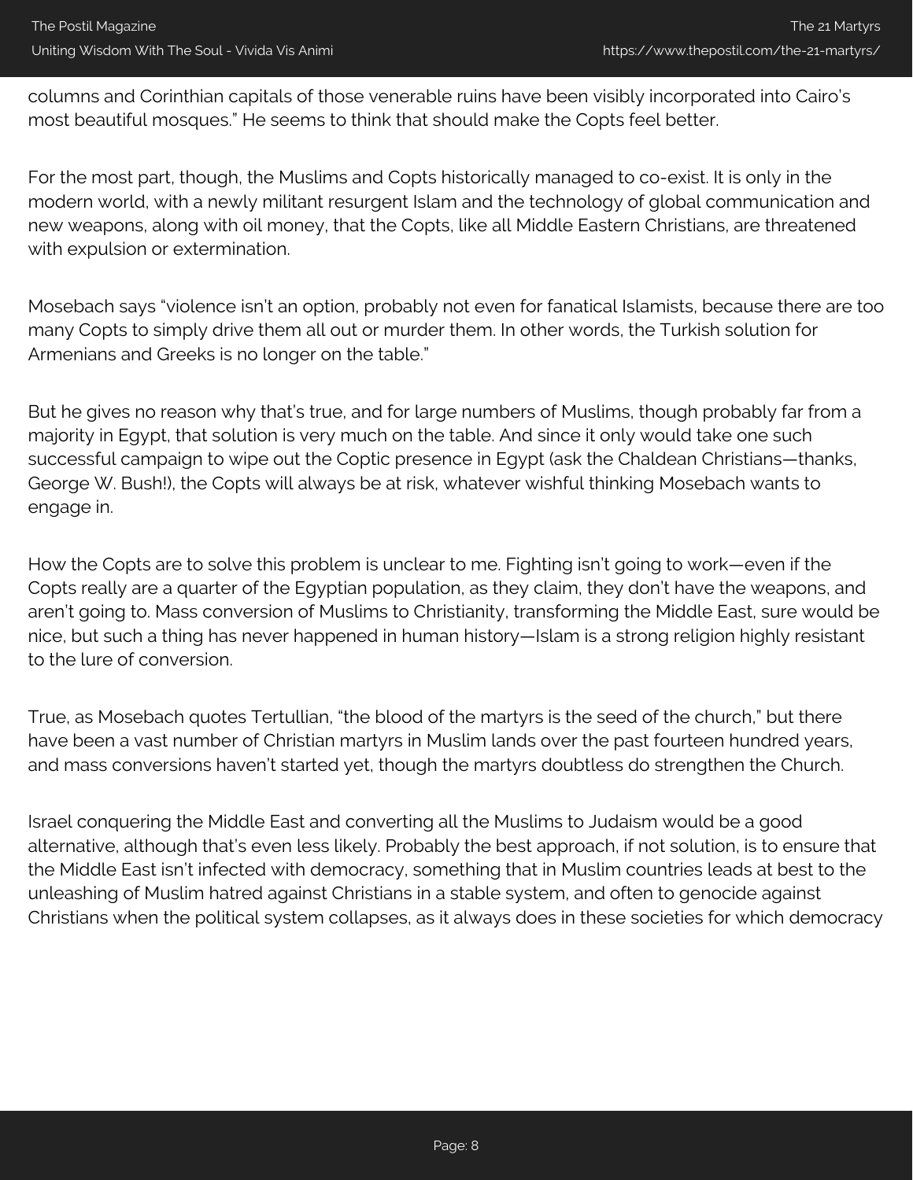columns and Corinthian capitals of those venerable ruins have been visibly incorporated into Cairo's most beautiful mosques." He seems to think that should make the Copts feel better.

For the most part, though, the Muslims and Copts historically managed to co-exist. It is only in the modern world, with a newly militant resurgent Islam and the technology of global communication and new weapons, along with oil money, that the Copts, like all Middle Eastern Christians, are threatened with expulsion or extermination.

Mosebach says "violence isn't an option, probably not even for fanatical Islamists, because there are too many Copts to simply drive them all out or murder them. In other words, the Turkish solution for Armenians and Greeks is no longer on the table."

But he gives no reason why that's true, and for large numbers of Muslims, though probably far from a majority in Egypt, that solution is very much on the table. And since it only would take one such successful campaign to wipe out the Coptic presence in Egypt (ask the Chaldean Christians—thanks, George W. Bush!), the Copts will always be at risk, whatever wishful thinking Mosebach wants to engage in.

How the Copts are to solve this problem is unclear to me. Fighting isn't going to work—even if the Copts really are a quarter of the Egyptian population, as they claim, they don't have the weapons, and aren't going to. Mass conversion of Muslims to Christianity, transforming the Middle East, sure would be nice, but such a thing has never happened in human history—Islam is a strong religion highly resistant to the lure of conversion.

True, as Mosebach quotes Tertullian, "the blood of the martyrs is the seed of the church," but there have been a vast number of Christian martyrs in Muslim lands over the past fourteen hundred years, and mass conversions haven't started yet, though the martyrs doubtless do strengthen the Church.

Israel conquering the Middle East and converting all the Muslims to Judaism would be a good alternative, although that's even less likely. Probably the best approach, if not solution, is to ensure that the Middle East isn't infected with democracy, something that in Muslim countries leads at best to the unleashing of Muslim hatred against Christians in a stable system, and often to genocide against Christians when the political system collapses, as it always does in these societies for which democracy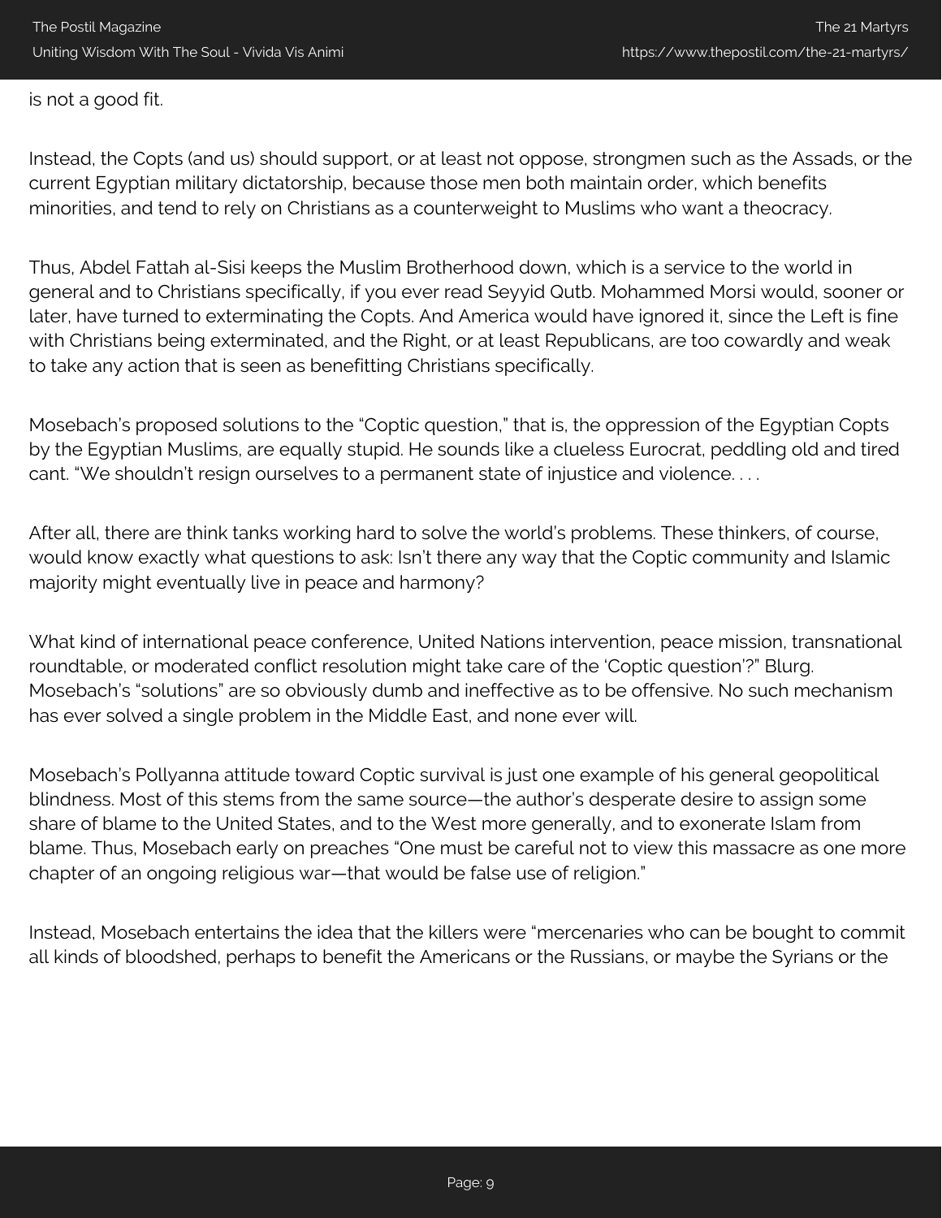is not a good fit.

Instead, the Copts (and us) should support, or at least not oppose, strongmen such as the Assads, or the current Egyptian military dictatorship, because those men both maintain order, which benefits minorities, and tend to rely on Christians as a counterweight to Muslims who want a theocracy.

Thus, Abdel Fattah al-Sisi keeps the Muslim Brotherhood down, which is a service to the world in general and to Christians specifically, if you ever read Seyyid Qutb. Mohammed Morsi would, sooner or later, have turned to exterminating the Copts. And America would have ignored it, since the Left is fine with Christians being exterminated, and the Right, or at least Republicans, are too cowardly and weak to take any action that is seen as benefitting Christians specifically.

Mosebach's proposed solutions to the "Coptic question," that is, the oppression of the Egyptian Copts by the Egyptian Muslims, are equally stupid. He sounds like a clueless Eurocrat, peddling old and tired cant. "We shouldn't resign ourselves to a permanent state of injustice and violence. . . .

After all, there are think tanks working hard to solve the world's problems. These thinkers, of course, would know exactly what questions to ask: Isn't there any way that the Coptic community and Islamic majority might eventually live in peace and harmony?

What kind of international peace conference, United Nations intervention, peace mission, transnational roundtable, or moderated conflict resolution might take care of the 'Coptic question'?" Blurg. Mosebach's "solutions" are so obviously dumb and ineffective as to be offensive. No such mechanism has ever solved a single problem in the Middle East, and none ever will.

Mosebach's Pollyanna attitude toward Coptic survival is just one example of his general geopolitical blindness. Most of this stems from the same source—the author's desperate desire to assign some share of blame to the United States, and to the West more generally, and to exonerate Islam from blame. Thus, Mosebach early on preaches "One must be careful not to view this massacre as one more chapter of an ongoing religious war—that would be false use of religion."

Instead, Mosebach entertains the idea that the killers were "mercenaries who can be bought to commit all kinds of bloodshed, perhaps to benefit the Americans or the Russians, or maybe the Syrians or the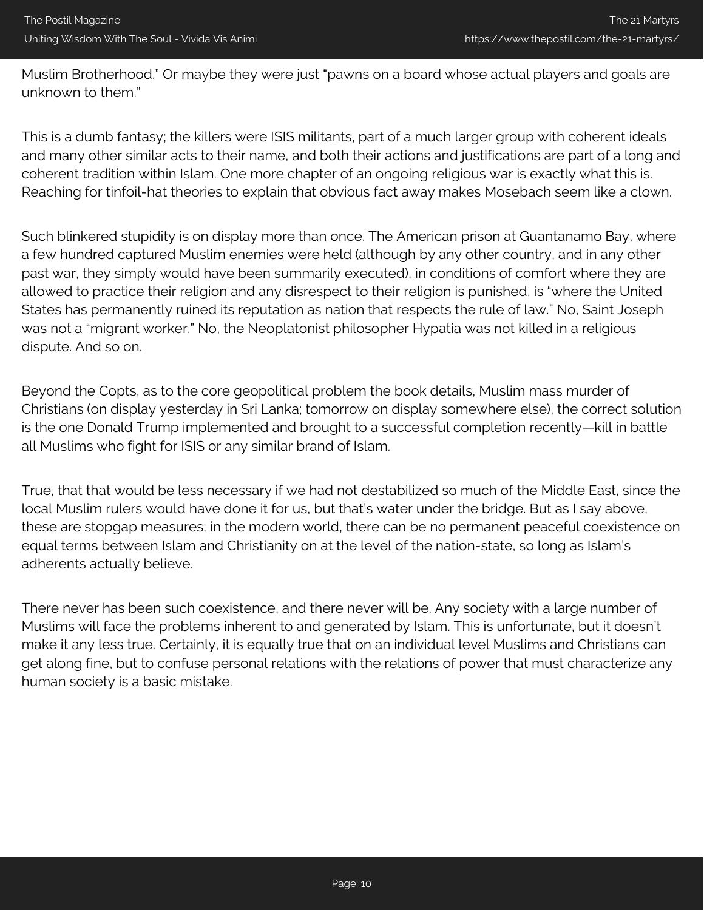Muslim Brotherhood." Or maybe they were just "pawns on a board whose actual players and goals are unknown to them."

This is a dumb fantasy; the killers were ISIS militants, part of a much larger group with coherent ideals and many other similar acts to their name, and both their actions and justifications are part of a long and coherent tradition within Islam. One more chapter of an ongoing religious war is exactly what this is. Reaching for tinfoil-hat theories to explain that obvious fact away makes Mosebach seem like a clown.

Such blinkered stupidity is on display more than once. The American prison at Guantanamo Bay, where a few hundred captured Muslim enemies were held (although by any other country, and in any other past war, they simply would have been summarily executed), in conditions of comfort where they are allowed to practice their religion and any disrespect to their religion is punished, is "where the United States has permanently ruined its reputation as nation that respects the rule of law." No, Saint Joseph was not a "migrant worker." No, the Neoplatonist philosopher Hypatia was not killed in a religious dispute. And so on.

Beyond the Copts, as to the core geopolitical problem the book details, Muslim mass murder of Christians (on display yesterday in Sri Lanka; tomorrow on display somewhere else), the correct solution is the one Donald Trump implemented and brought to a successful completion recently—kill in battle all Muslims who fight for ISIS or any similar brand of Islam.

True, that that would be less necessary if we had not destabilized so much of the Middle East, since the local Muslim rulers would have done it for us, but that's water under the bridge. But as I say above, these are stopgap measures; in the modern world, there can be no permanent peaceful coexistence on equal terms between Islam and Christianity on at the level of the nation-state, so long as Islam's adherents actually believe.

There never has been such coexistence, and there never will be. Any society with a large number of Muslims will face the problems inherent to and generated by Islam. This is unfortunate, but it doesn't make it any less true. Certainly, it is equally true that on an individual level Muslims and Christians can get along fine, but to confuse personal relations with the relations of power that must characterize any human society is a basic mistake.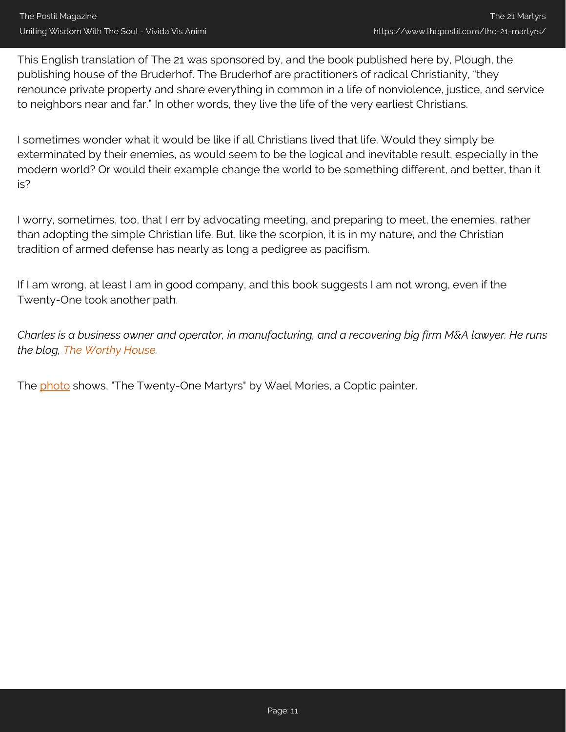This English translation of The 21 was sponsored by, and the book published here by, Plough, the publishing house of the Bruderhof. The Bruderhof are practitioners of radical Christianity, "they renounce private property and share everything in common in a life of nonviolence, justice, and service to neighbors near and far." In other words, they live the life of the very earliest Christians.

I sometimes wonder what it would be like if all Christians lived that life. Would they simply be exterminated by their enemies, as would seem to be the logical and inevitable result, especially in the modern world? Or would their example change the world to be something different, and better, than it is?

I worry, sometimes, too, that I err by advocating meeting, and preparing to meet, the enemies, rather than adopting the simple Christian life. But, like the scorpion, it is in my nature, and the Christian tradition of armed defense has nearly as long a pedigree as pacifism.

If I am wrong, at least I am in good company, and this book suggests I am not wrong, even if the Twenty-One took another path.

*Charles is a business owner and operator, in manufacturing, and a recovering big firm M&A lawyer. He runs the blog, The Worthy House.*

The photo shows, "The Twenty-One Martyrs" by Wael Mories, a Coptic painter.